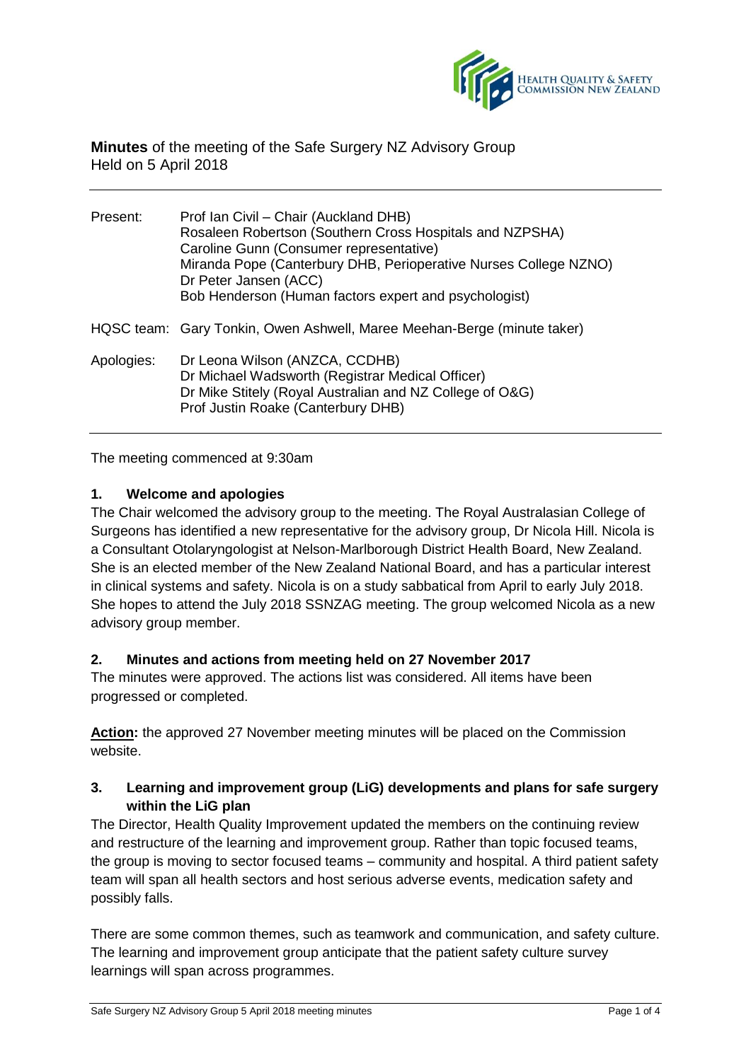**Minutes** of the meeting of the Safe Surgery NZ Advisory Group
Held on 5 April 2018

| | |
|---|---|
| Present: | Prof Ian Civil – Chair (Auckland DHB)<br>Rosaleen Robertson (Southern Cross Hospitals and NZPSHA)<br>Caroline Gunn (Consumer representative)<br>Miranda Pope (Canterbury DHB, Perioperative Nurses College NZNO)<br>Dr Peter Jansen (ACC)<br>Bob Henderson (Human factors expert and psychologist) |
| HQSC team: | Gary Tonkin, Owen Ashwell, Maree Meehan-Berge (minute taker) |
| Apologies: | Dr Leona Wilson (ANZCA, CCDHB)<br>Dr Michael Wadsworth (Registrar Medical Officer)<br>Dr Mike Stitely (Royal Australian and NZ College of O&G)<br>Prof Justin Roake (Canterbury DHB) |

The meeting commenced at 9:30am

## 1. Welcome and apologies

The Chair welcomed the advisory group to the meeting. The Royal Australasian College of Surgeons has identified a new representative for the advisory group, Dr Nicola Hill. Nicola is a Consultant Otolaryngologist at Nelson-Marlborough District Health Board, New Zealand. She is an elected member of the New Zealand National Board, and has a particular interest in clinical systems and safety. Nicola is on a study sabbatical from April to early July 2018. She hopes to attend the July 2018 SSNZAG meeting. The group welcomed Nicola as a new advisory group member.

## 2. Minutes and actions from meeting held on 27 November 2017

The minutes were approved. The actions list was considered. All items have been progressed or completed.

**Action:** the approved 27 November meeting minutes will be placed on the Commission website.

## 3. Learning and improvement group (LiG) developments and plans for safe surgery within the LiG plan

The Director, Health Quality Improvement updated the members on the continuing review and restructure of the learning and improvement group. Rather than topic focused teams, the group is moving to sector focused teams – community and hospital. A third patient safety team will span all health sectors and host serious adverse events, medication safety and possibly falls.

There are some common themes, such as teamwork and communication, and safety culture. The learning and improvement group anticipate that the patient safety culture survey learnings will span across programmes.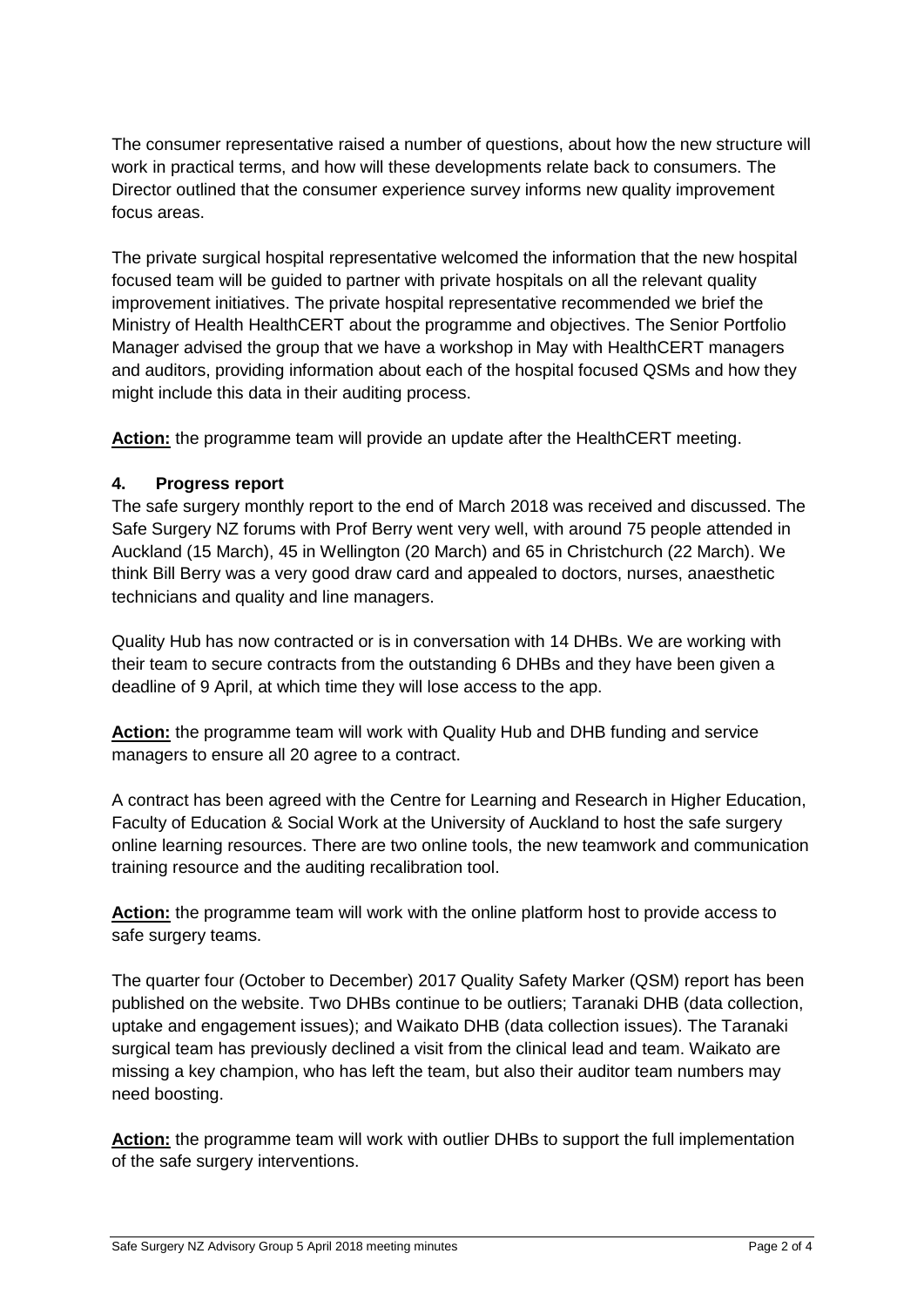The consumer representative raised a number of questions, about how the new structure will work in practical terms, and how will these developments relate back to consumers. The Director outlined that the consumer experience survey informs new quality improvement focus areas.

The private surgical hospital representative welcomed the information that the new hospital focused team will be guided to partner with private hospitals on all the relevant quality improvement initiatives. The private hospital representative recommended we brief the Ministry of Health HealthCERT about the programme and objectives. The Senior Portfolio Manager advised the group that we have a workshop in May with HealthCERT managers and auditors, providing information about each of the hospital focused QSMs and how they might include this data in their auditing process.

**Action:** the programme team will provide an update after the HealthCERT meeting.

## 4. Progress report

The safe surgery monthly report to the end of March 2018 was received and discussed. The Safe Surgery NZ forums with Prof Berry went very well, with around 75 people attended in Auckland (15 March), 45 in Wellington (20 March) and 65 in Christchurch (22 March). We think Bill Berry was a very good draw card and appealed to doctors, nurses, anaesthetic technicians and quality and line managers.

Quality Hub has now contracted or is in conversation with 14 DHBs. We are working with their team to secure contracts from the outstanding 6 DHBs and they have been given a deadline of 9 April, at which time they will lose access to the app.

**Action:** the programme team will work with Quality Hub and DHB funding and service managers to ensure all 20 agree to a contract.

A contract has been agreed with the Centre for Learning and Research in Higher Education, Faculty of Education & Social Work at the University of Auckland to host the safe surgery online learning resources. There are two online tools, the new teamwork and communication training resource and the auditing recalibration tool.

**Action:** the programme team will work with the online platform host to provide access to safe surgery teams.

The quarter four (October to December) 2017 Quality Safety Marker (QSM) report has been published on the website. Two DHBs continue to be outliers; Taranaki DHB (data collection, uptake and engagement issues); and Waikato DHB (data collection issues). The Taranaki surgical team has previously declined a visit from the clinical lead and team. Waikato are missing a key champion, who has left the team, but also their auditor team numbers may need boosting.

**Action:** the programme team will work with outlier DHBs to support the full implementation of the safe surgery interventions.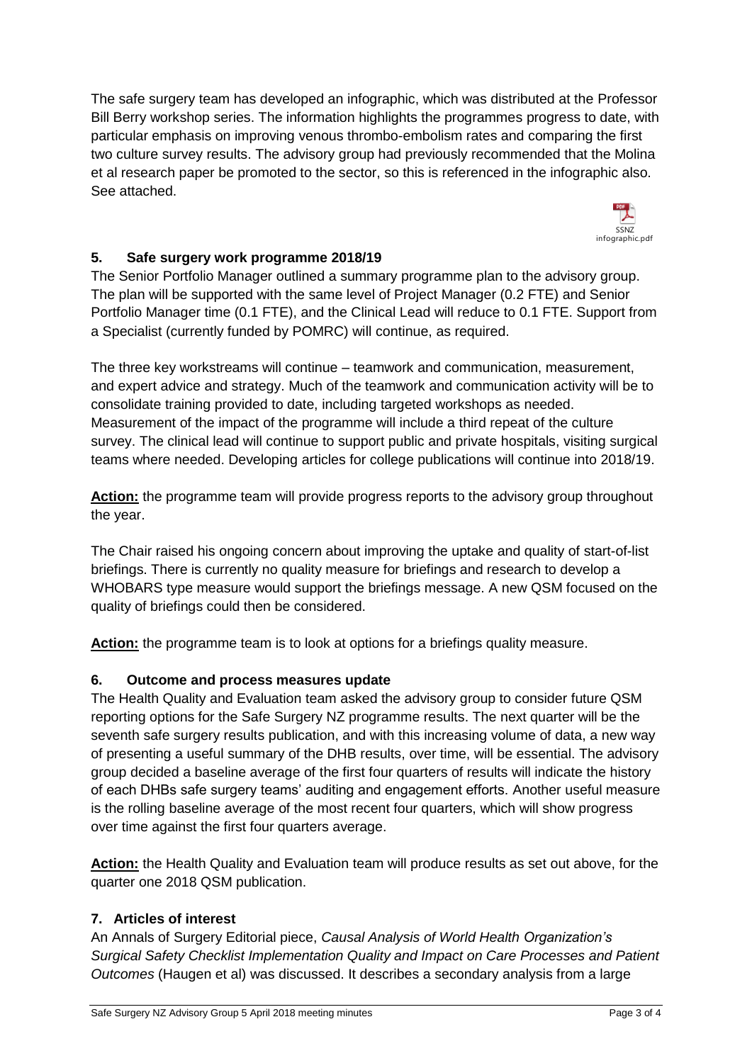The safe surgery team has developed an infographic, which was distributed at the Professor Bill Berry workshop series. The information highlights the programmes progress to date, with particular emphasis on improving venous thrombo-embolism rates and comparing the first two culture survey results. The advisory group had previously recommended that the Molina et al research paper be promoted to the sector, so this is referenced in the infographic also. See attached.

SSNZ infographic.pdf

## 5. Safe surgery work programme 2018/19

The Senior Portfolio Manager outlined a summary programme plan to the advisory group. The plan will be supported with the same level of Project Manager (0.2 FTE) and Senior Portfolio Manager time (0.1 FTE), and the Clinical Lead will reduce to 0.1 FTE. Support from a Specialist (currently funded by POMRC) will continue, as required.

The three key workstreams will continue – teamwork and communication, measurement, and expert advice and strategy. Much of the teamwork and communication activity will be to consolidate training provided to date, including targeted workshops as needed. Measurement of the impact of the programme will include a third repeat of the culture survey. The clinical lead will continue to support public and private hospitals, visiting surgical teams where needed. Developing articles for college publications will continue into 2018/19.

**Action:** the programme team will provide progress reports to the advisory group throughout the year.

The Chair raised his ongoing concern about improving the uptake and quality of start-of-list briefings. There is currently no quality measure for briefings and research to develop a WHOBARS type measure would support the briefings message. A new QSM focused on the quality of briefings could then be considered.

**Action:** the programme team is to look at options for a briefings quality measure.

## 6. Outcome and process measures update

The Health Quality and Evaluation team asked the advisory group to consider future QSM reporting options for the Safe Surgery NZ programme results. The next quarter will be the seventh safe surgery results publication, and with this increasing volume of data, a new way of presenting a useful summary of the DHB results, over time, will be essential. The advisory group decided a baseline average of the first four quarters of results will indicate the history of each DHBs safe surgery teams' auditing and engagement efforts. Another useful measure is the rolling baseline average of the most recent four quarters, which will show progress over time against the first four quarters average.

**Action:** the Health Quality and Evaluation team will produce results as set out above, for the quarter one 2018 QSM publication.

## 7. Articles of interest

An Annals of Surgery Editorial piece, *Causal Analysis of World Health Organization's Surgical Safety Checklist Implementation Quality and Impact on Care Processes and Patient Outcomes* (Haugen et al) was discussed. It describes a secondary analysis from a large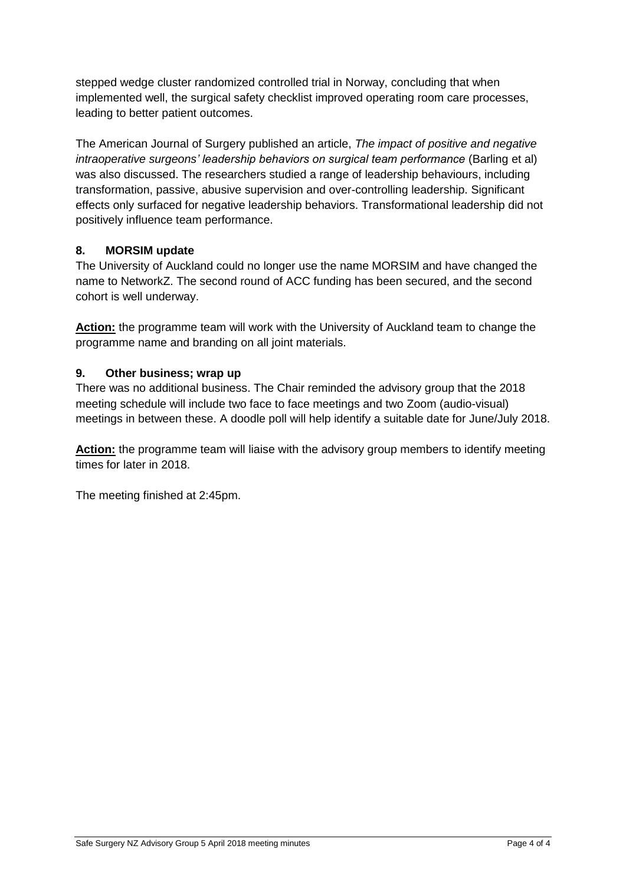stepped wedge cluster randomized controlled trial in Norway, concluding that when implemented well, the surgical safety checklist improved operating room care processes, leading to better patient outcomes.

The American Journal of Surgery published an article, *The impact of positive and negative intraoperative surgeons' leadership behaviors on surgical team performance* (Barling et al) was also discussed. The researchers studied a range of leadership behaviours, including transformation, passive, abusive supervision and over-controlling leadership. Significant effects only surfaced for negative leadership behaviors. Transformational leadership did not positively influence team performance.

## 8. MORSIM update

The University of Auckland could no longer use the name MORSIM and have changed the name to NetworkZ. The second round of ACC funding has been secured, and the second cohort is well underway.

**Action:** the programme team will work with the University of Auckland team to change the programme name and branding on all joint materials.

## 9. Other business; wrap up

There was no additional business. The Chair reminded the advisory group that the 2018 meeting schedule will include two face to face meetings and two Zoom (audio-visual) meetings in between these. A doodle poll will help identify a suitable date for June/July 2018.

**Action:** the programme team will liaise with the advisory group members to identify meeting times for later in 2018.

The meeting finished at 2:45pm.